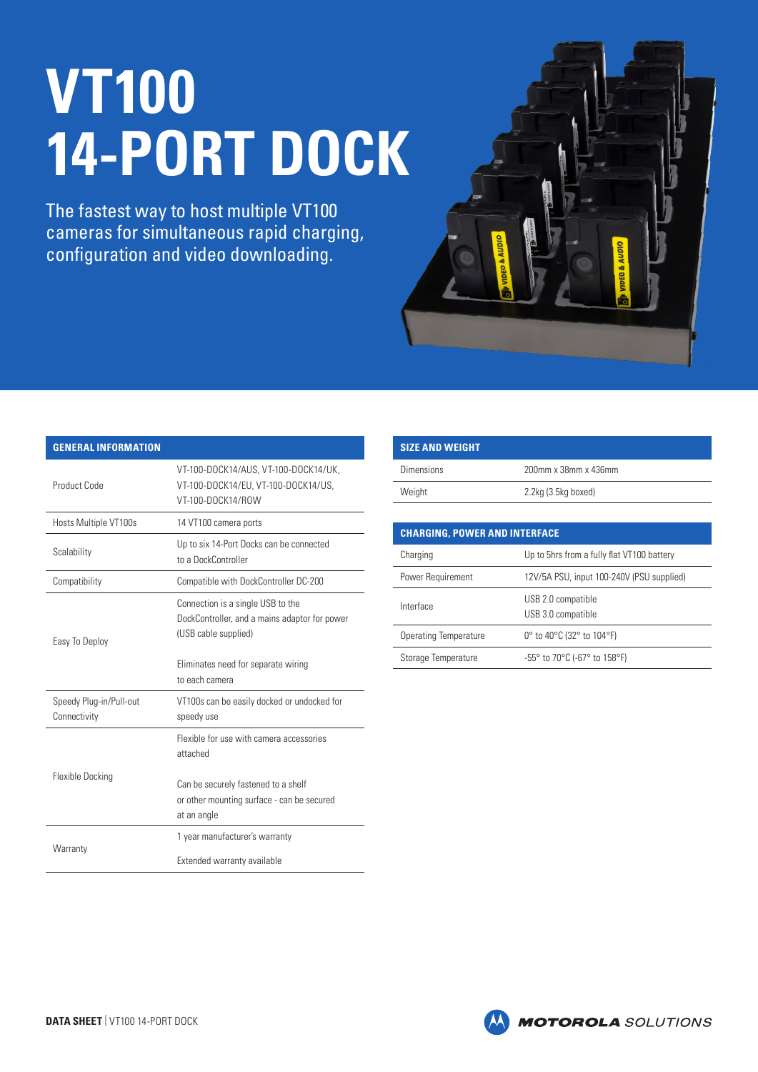# VT100 14-PORT DOCK

The fastest way to host multiple VT100 cameras for simultaneous rapid charging, configuration and video downloading.

| GENERAL INFORMATION | |
|---|---|
| Product Code | VT-100-DOCK14/AUS, VT-100-DOCK14/UK, VT-100-DOCK14/EU, VT-100-DOCK14/US, VT-100-DOCK14/ROW |
| Hosts Multiple VT100s | 14 VT100 camera ports |
| Scalability | Up to six 14-Port Docks can be connected to a DockController |
| Compatibility | Compatible with DockController DC-200 |
| Easy To Deploy | Connection is a single USB to the DockController, and a mains adaptor for power (USB cable supplied)<br><br>Eliminates need for separate wiring to each camera |
| Speedy Plug-in/Pull-out Connectivity | VT100s can be easily docked or undocked for speedy use |
| Flexible Docking | Flexible for use with camera accessories attached<br><br>Can be securely fastened to a shelf or other mounting surface - can be secured at an angle |
| Warranty | 1 year manufacturer's warranty<br><br>Extended warranty available |

| SIZE AND WEIGHT | |
|---|---|
| Dimensions | 200mm x 38mm x 436mm |
| Weight | 2.2kg (3.5kg boxed) |

| CHARGING, POWER AND INTERFACE | |
|---|---|
| Charging | Up to 5hrs from a fully flat VT100 battery |
| Power Requirement | 12V/5A PSU, input 100-240V (PSU supplied) |
| Interface | USB 2.0 compatible<br>USB 3.0 compatible |
| Operating Temperature | 0° to 40°C (32° to 104°F) |
| Storage Temperature | -55° to 70°C (-67° to 158°F) |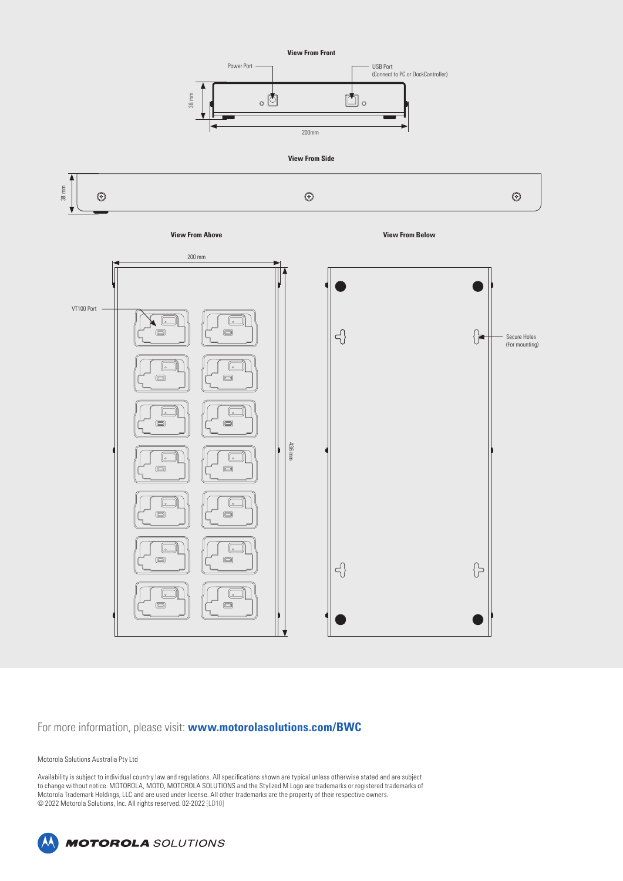**View From Front**

Power Port

USB Port
(Connect to PC or DockController)

38 mm

200mm

**View From Side**

38 mm

**View From Above**

200 mm

VT100 Port

436 mm

**View From Below**

Secure Holes
(For mounting)

For more information, please visit: **www.motorolasolutions.com/BWC**

Motorola Solutions Australia Pty Ltd

Availability is subject to individual country law and regulations. All specifications shown are typical unless otherwise stated and are subject to change without notice. MOTOROLA, MOTO, MOTOROLA SOLUTIONS and the Stylized M Logo are trademarks or registered trademarks of Motorola Trademark Holdings, LLC and are used under license. All other trademarks are the property of their respective owners.
© 2022 Motorola Solutions, Inc. All rights reserved. 02-2022 [LD10]

MOTOROLA SOLUTIONS